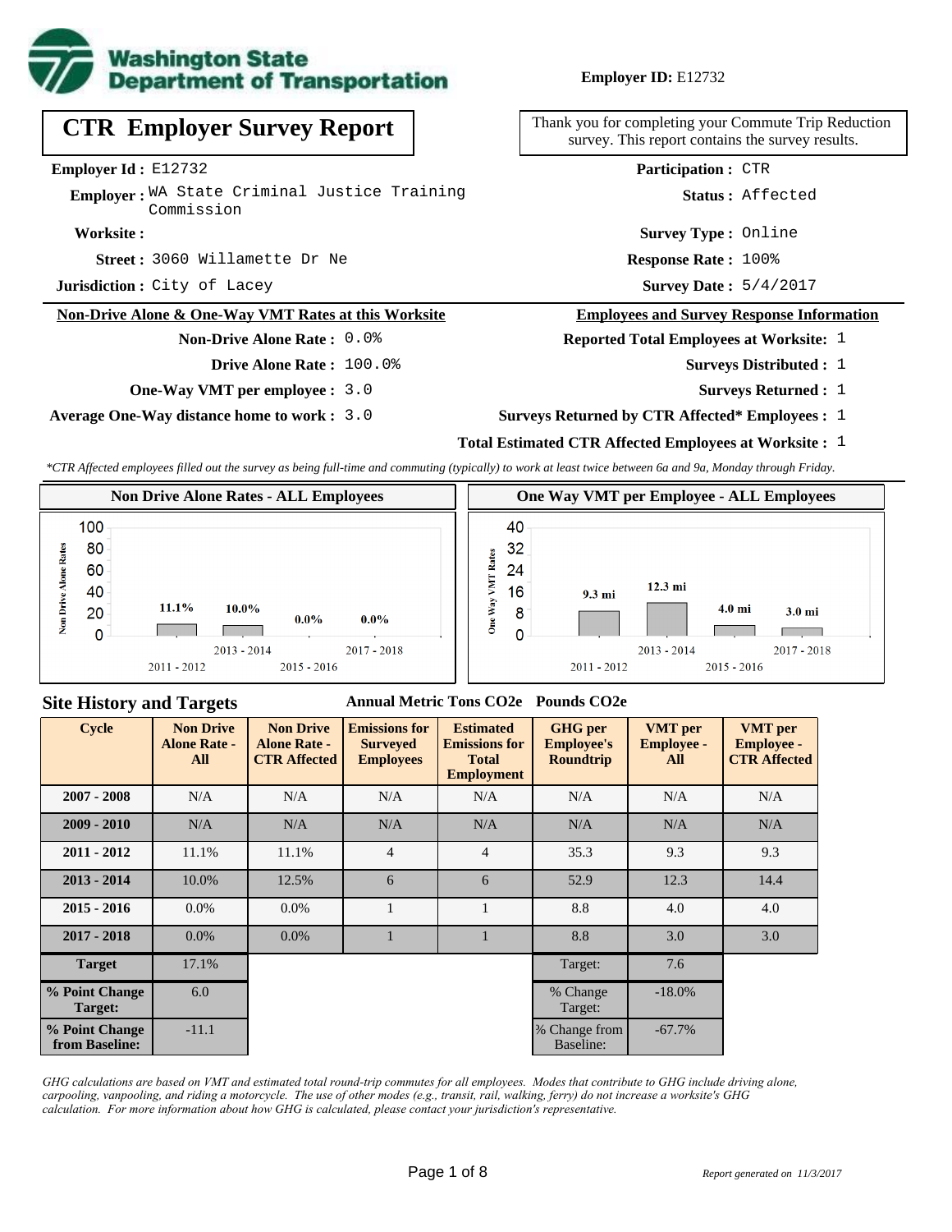**Washington State Department of Transportation**

**Employer ID:** E12732

# CTR Employer Survey Report

Thank you for completing your Commute Trip Reduction survey. This report contains the survey results.

**Employer Id :** E12732
**Employer :** WA State Criminal Justice Training Commission
**Worksite :**
**Street :** 3060 Willamette Dr Ne
**Jurisdiction :** City of Lacey

**Participation :** CTR
**Status :** Affected
**Survey Type :** Online
**Response Rate :** 100%
**Survey Date :** 5/4/2017

### Non-Drive Alone & One-Way VMT Rates at this Worksite

**Non-Drive Alone Rate :** 0.0%
**Drive Alone Rate :** 100.0%
**One-Way VMT per employee :** 3.0
**Average One-Way distance home to work :** 3.0

### Employees and Survey Response Information

**Reported Total Employees at Worksite:** 1
**Surveys Distributed :** 1
**Surveys Returned :** 1
**Surveys Returned by CTR Affected* Employees :** 1
**Total Estimated CTR Affected Employees at Worksite :** 1

*\*CTR Affected employees filled out the survey as being full-time and commuting (typically) to work at least twice between 6a and 9a, Monday through Friday.*

**Non Drive Alone Rates - ALL Employees**

| Cycle | Non Drive Alone Rate |
|---|---|
| 2011 - 2012 | 11.1% |
| 2013 - 2014 | 10.0% |
| 2015 - 2016 | 0.0% |
| 2017 - 2018 | 0.0% |

**One Way VMT per Employee - ALL Employees**

| Cycle | One Way VMT |
|---|---|
| 2011 - 2012 | 9.3 mi |
| 2013 - 2014 | 12.3 mi |
| 2015 - 2016 | 4.0 mi |
| 2017 - 2018 | 3.0 mi |

## Site History and Targets

| Cycle | Non Drive Alone Rate - All | Non Drive Alone Rate - CTR Affected | Emissions for Surveyed Employees (Annual Metric Tons CO2e) | Estimated Emissions for Total Employment (Annual Metric Tons CO2e) | GHG per Employee's Roundtrip (Pounds CO2e) | VMT per Employee - All | VMT per Employee - CTR Affected |
|---|---|---|---|---|---|---|---|
| 2007 - 2008 | N/A | N/A | N/A | N/A | N/A | N/A | N/A |
| 2009 - 2010 | N/A | N/A | N/A | N/A | N/A | N/A | N/A |
| 2011 - 2012 | 11.1% | 11.1% | 4 | 4 | 35.3 | 9.3 | 9.3 |
| 2013 - 2014 | 10.0% | 12.5% | 6 | 6 | 52.9 | 12.3 | 14.4 |
| 2015 - 2016 | 0.0% | 0.0% | 1 | 1 | 8.8 | 4.0 | 4.0 |
| 2017 - 2018 | 0.0% | 0.0% | 1 | 1 | 8.8 | 3.0 | 3.0 |
| **Target** | 17.1% | | | | Target: | 7.6 | |
| **% Point Change Target:** | 6.0 | | | | % Change Target: | -18.0% | |
| **% Point Change from Baseline:** | -11.1 | | | | % Change from Baseline: | -67.7% | |

*GHG calculations are based on VMT and estimated total round-trip commutes for all employees. Modes that contribute to GHG include driving alone, carpooling, vanpooling, and riding a motorcycle. The use of other modes (e.g., transit, rail, walking, ferry) do not increase a worksite's GHG calculation. For more information about how GHG is calculated, please contact your jurisdiction's representative.*

*Report generated on 11/3/2017*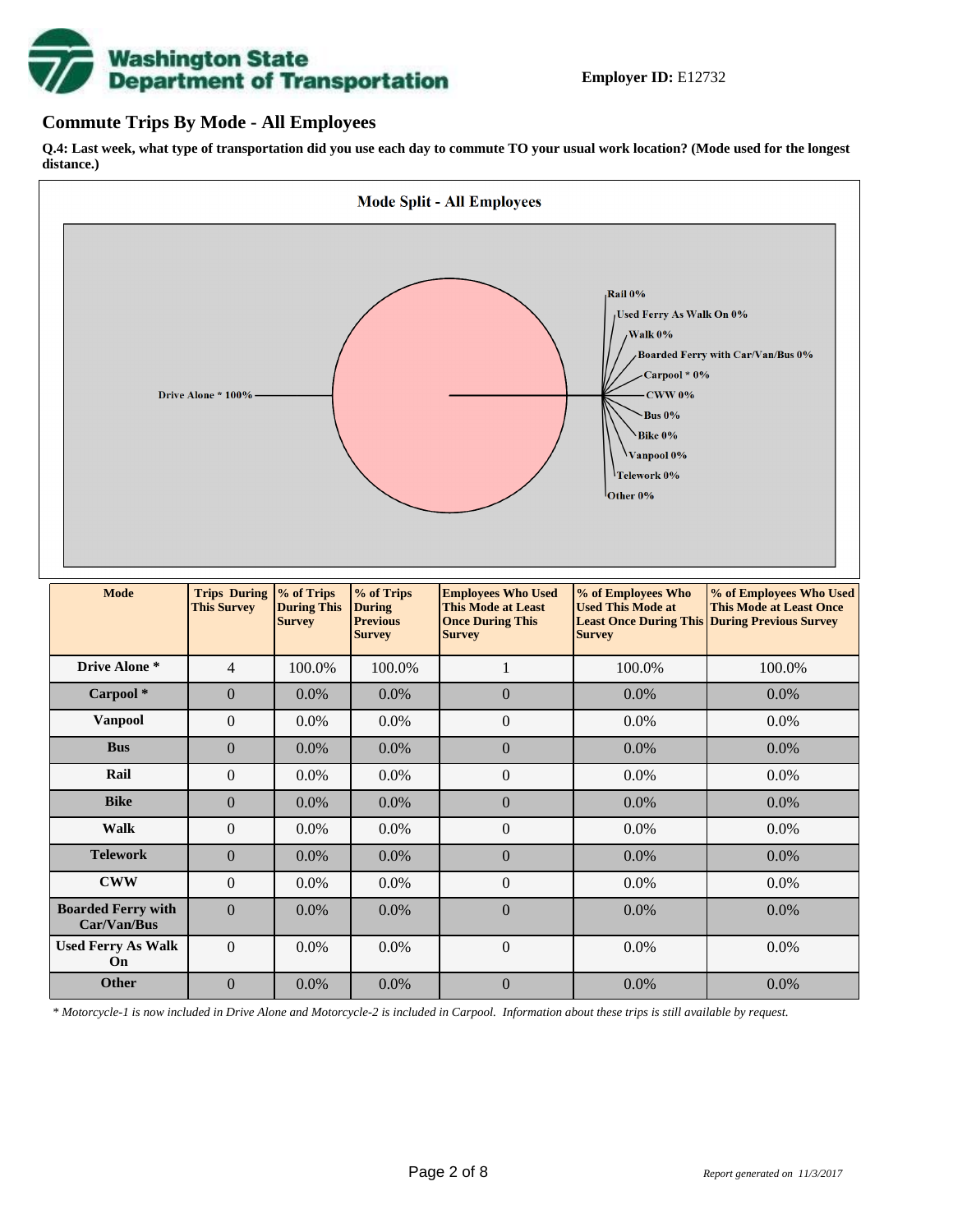**Employer ID:** E12732

## Commute Trips By Mode - All Employees

**Q.4: Last week, what type of transportation did you use each day to commute TO your usual work location? (Mode used for the longest distance.)**

| Mode | Trips During This Survey | % of Trips During This Survey | % of Trips During Previous Survey | Employees Who Used This Mode at Least Once During This Survey | % of Employees Who Used This Mode at Least Once During This Survey | % of Employees Who Used This Mode at Least Once During Previous Survey |
|---|---|---|---|---|---|---|
| Drive Alone * | 4 | 100.0% | 100.0% | 1 | 100.0% | 100.0% |
| Carpool * | 0 | 0.0% | 0.0% | 0 | 0.0% | 0.0% |
| Vanpool | 0 | 0.0% | 0.0% | 0 | 0.0% | 0.0% |
| Bus | 0 | 0.0% | 0.0% | 0 | 0.0% | 0.0% |
| Rail | 0 | 0.0% | 0.0% | 0 | 0.0% | 0.0% |
| Bike | 0 | 0.0% | 0.0% | 0 | 0.0% | 0.0% |
| Walk | 0 | 0.0% | 0.0% | 0 | 0.0% | 0.0% |
| Telework | 0 | 0.0% | 0.0% | 0 | 0.0% | 0.0% |
| CWW | 0 | 0.0% | 0.0% | 0 | 0.0% | 0.0% |
| Boarded Ferry with Car/Van/Bus | 0 | 0.0% | 0.0% | 0 | 0.0% | 0.0% |
| Used Ferry As Walk On | 0 | 0.0% | 0.0% | 0 | 0.0% | 0.0% |
| Other | 0 | 0.0% | 0.0% | 0 | 0.0% | 0.0% |

*\* Motorcycle-1 is now included in Drive Alone and Motorcycle-2 is included in Carpool. Information about these trips is still available by request.*

*Report generated on 11/3/2017*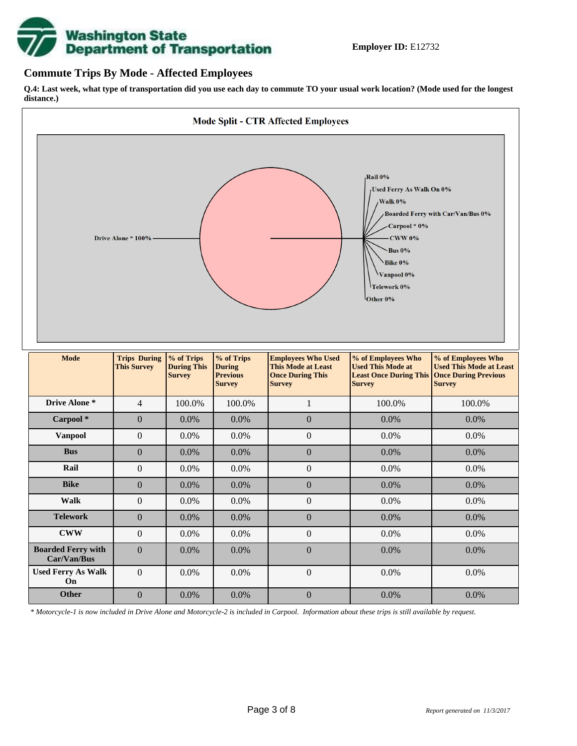**Employer ID:** E12732

## Commute Trips By Mode - Affected Employees

**Q.4: Last week, what type of transportation did you use each day to commute TO your usual work location? (Mode used for the longest distance.)**

**Mode Split - CTR Affected Employees**

Drive Alone * 100%
Rail 0%
Used Ferry As Walk On 0%
Walk 0%
Boarded Ferry with Car/Van/Bus 0%
Carpool * 0%
CWW 0%
Bus 0%
Bike 0%
Vanpool 0%
Telework 0%
Other 0%

| Mode | Trips During This Survey | % of Trips During This Survey | % of Trips During Previous Survey | Employees Who Used This Mode at Least Once During This Survey | % of Employees Who Used This Mode at Least Once During This Survey | % of Employees Who Used This Mode at Least Once During Previous Survey |
|---|---|---|---|---|---|---|
| Drive Alone * | 4 | 100.0% | 100.0% | 1 | 100.0% | 100.0% |
| Carpool * | 0 | 0.0% | 0.0% | 0 | 0.0% | 0.0% |
| Vanpool | 0 | 0.0% | 0.0% | 0 | 0.0% | 0.0% |
| Bus | 0 | 0.0% | 0.0% | 0 | 0.0% | 0.0% |
| Rail | 0 | 0.0% | 0.0% | 0 | 0.0% | 0.0% |
| Bike | 0 | 0.0% | 0.0% | 0 | 0.0% | 0.0% |
| Walk | 0 | 0.0% | 0.0% | 0 | 0.0% | 0.0% |
| Telework | 0 | 0.0% | 0.0% | 0 | 0.0% | 0.0% |
| CWW | 0 | 0.0% | 0.0% | 0 | 0.0% | 0.0% |
| Boarded Ferry with Car/Van/Bus | 0 | 0.0% | 0.0% | 0 | 0.0% | 0.0% |
| Used Ferry As Walk On | 0 | 0.0% | 0.0% | 0 | 0.0% | 0.0% |
| Other | 0 | 0.0% | 0.0% | 0 | 0.0% | 0.0% |

*\* Motorcycle-1 is now included in Drive Alone and Motorcycle-2 is included in Carpool. Information about these trips is still available by request.*

*Report generated on 11/3/2017*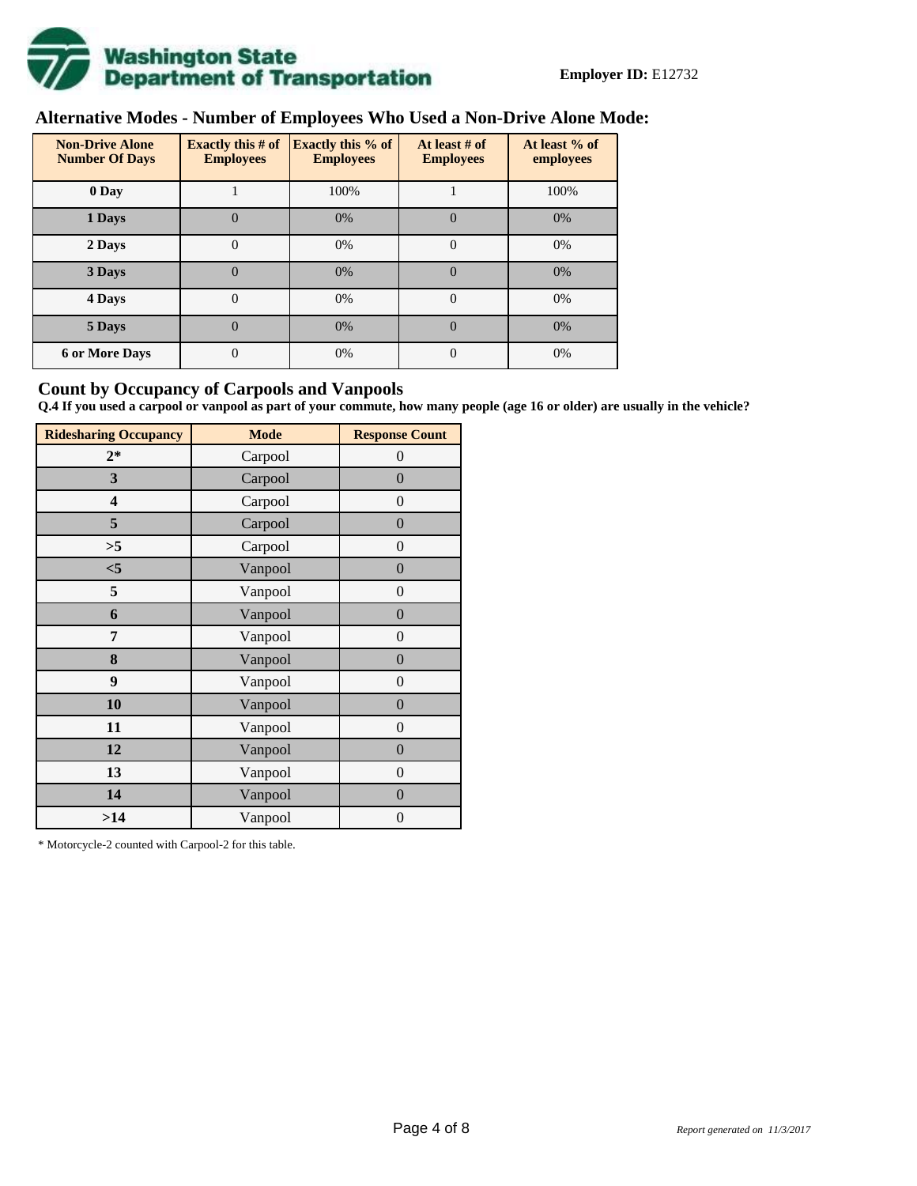**Employer ID:** E12732

## Alternative Modes - Number of Employees Who Used a Non-Drive Alone Mode:

| Non-Drive Alone Number Of Days | Exactly this # of Employees | Exactly this % of Employees | At least # of Employees | At least % of employees |
|---|---|---|---|---|
| 0 Day | 1 | 100% | 1 | 100% |
| 1 Days | 0 | 0% | 0 | 0% |
| 2 Days | 0 | 0% | 0 | 0% |
| 3 Days | 0 | 0% | 0 | 0% |
| 4 Days | 0 | 0% | 0 | 0% |
| 5 Days | 0 | 0% | 0 | 0% |
| 6 or More Days | 0 | 0% | 0 | 0% |

## Count by Occupancy of Carpools and Vanpools

**Q.4 If you used a carpool or vanpool as part of your commute, how many people (age 16 or older) are usually in the vehicle?**

| Ridesharing Occupancy | Mode | Response Count |
|---|---|---|
| 2* | Carpool | 0 |
| 3 | Carpool | 0 |
| 4 | Carpool | 0 |
| 5 | Carpool | 0 |
| >5 | Carpool | 0 |
| <5 | Vanpool | 0 |
| 5 | Vanpool | 0 |
| 6 | Vanpool | 0 |
| 7 | Vanpool | 0 |
| 8 | Vanpool | 0 |
| 9 | Vanpool | 0 |
| 10 | Vanpool | 0 |
| 11 | Vanpool | 0 |
| 12 | Vanpool | 0 |
| 13 | Vanpool | 0 |
| 14 | Vanpool | 0 |
| >14 | Vanpool | 0 |

* Motorcycle-2 counted with Carpool-2 for this table.

*Report generated on 11/3/2017*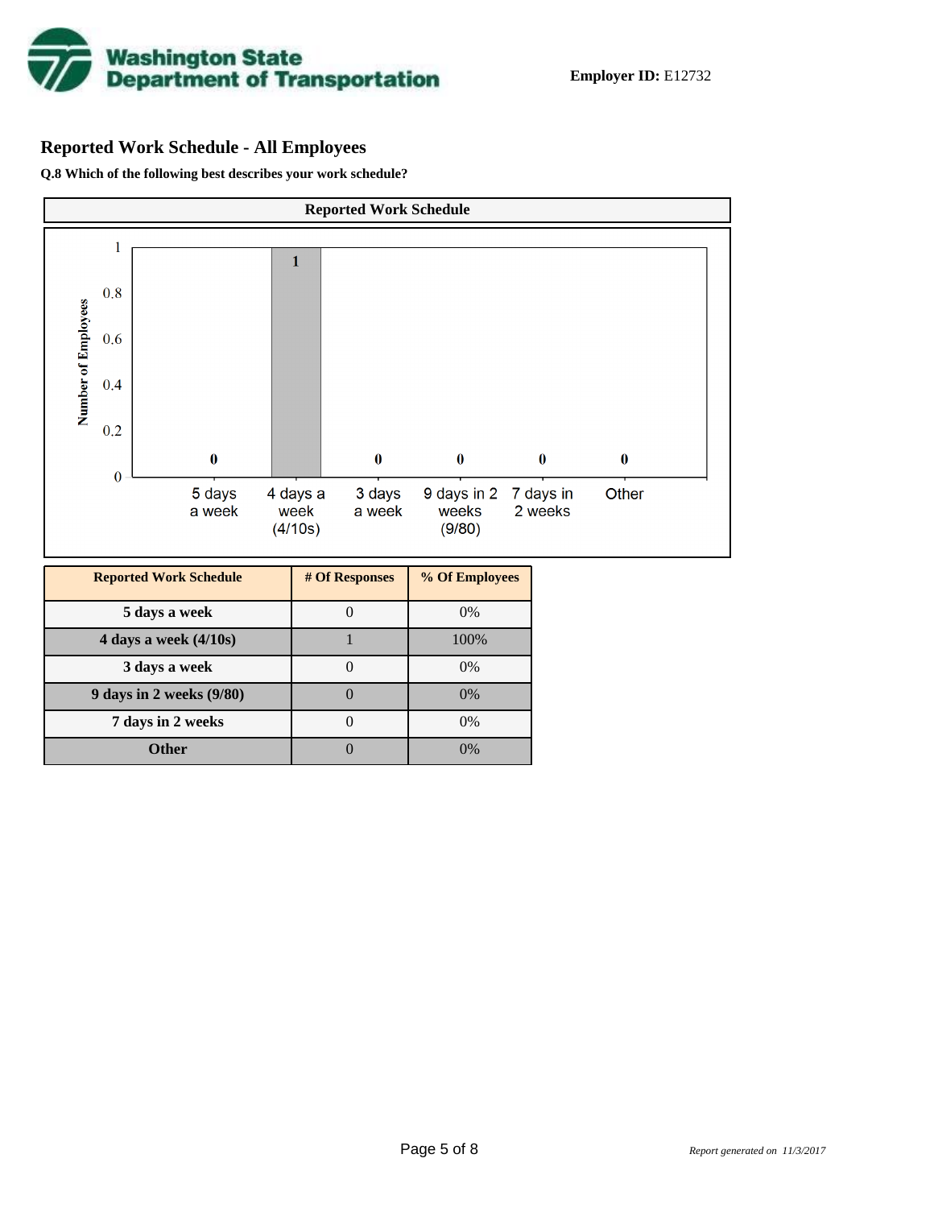**Employer ID:** E12732

## Reported Work Schedule - All Employees

**Q.8 Which of the following best describes your work schedule?**

**Reported Work Schedule**

| Reported Work Schedule | # Of Responses | % Of Employees |
|---|---|---|
| 5 days a week | 0 | 0% |
| 4 days a week (4/10s) | 1 | 100% |
| 3 days a week | 0 | 0% |
| 9 days in 2 weeks (9/80) | 0 | 0% |
| 7 days in 2 weeks | 0 | 0% |
| Other | 0 | 0% |

*Report generated on 11/3/2017*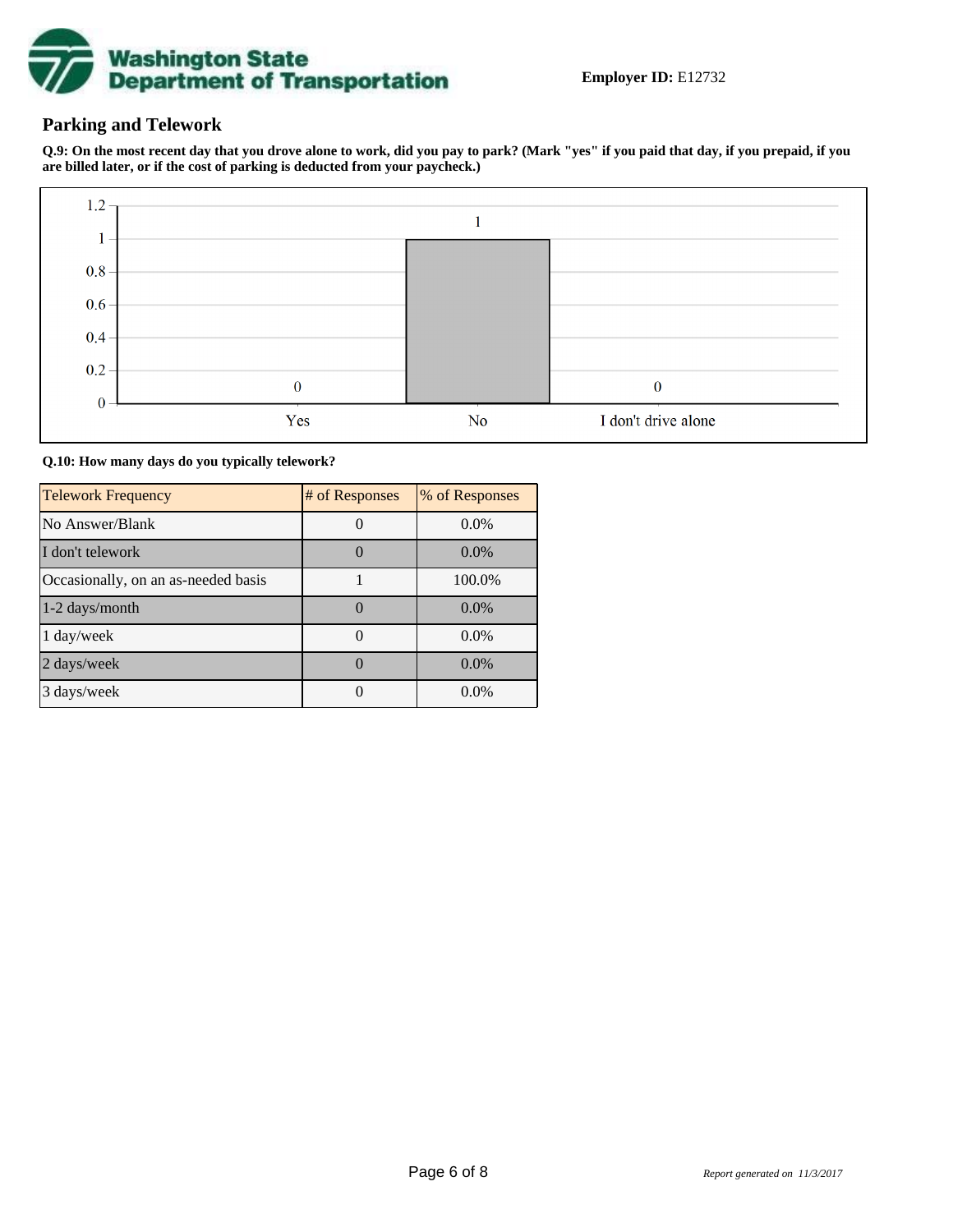**Employer ID:** E12732

## Parking and Telework

**Q.9: On the most recent day that you drove alone to work, did you pay to park? (Mark "yes" if you paid that day, if you prepaid, if you are billed later, or if the cost of parking is deducted from your paycheck.)**

| Response | Count |
| --- | --- |
| Yes | 0 |
| No | 1 |
| I don't drive alone | 0 |

**Q.10: How many days do you typically telework?**

| Telework Frequency | # of Responses | % of Responses |
| --- | --- | --- |
| No Answer/Blank | 0 | 0.0% |
| I don't telework | 0 | 0.0% |
| Occasionally, on an as-needed basis | 1 | 100.0% |
| 1-2 days/month | 0 | 0.0% |
| 1 day/week | 0 | 0.0% |
| 2 days/week | 0 | 0.0% |
| 3 days/week | 0 | 0.0% |

*Report generated on 11/3/2017*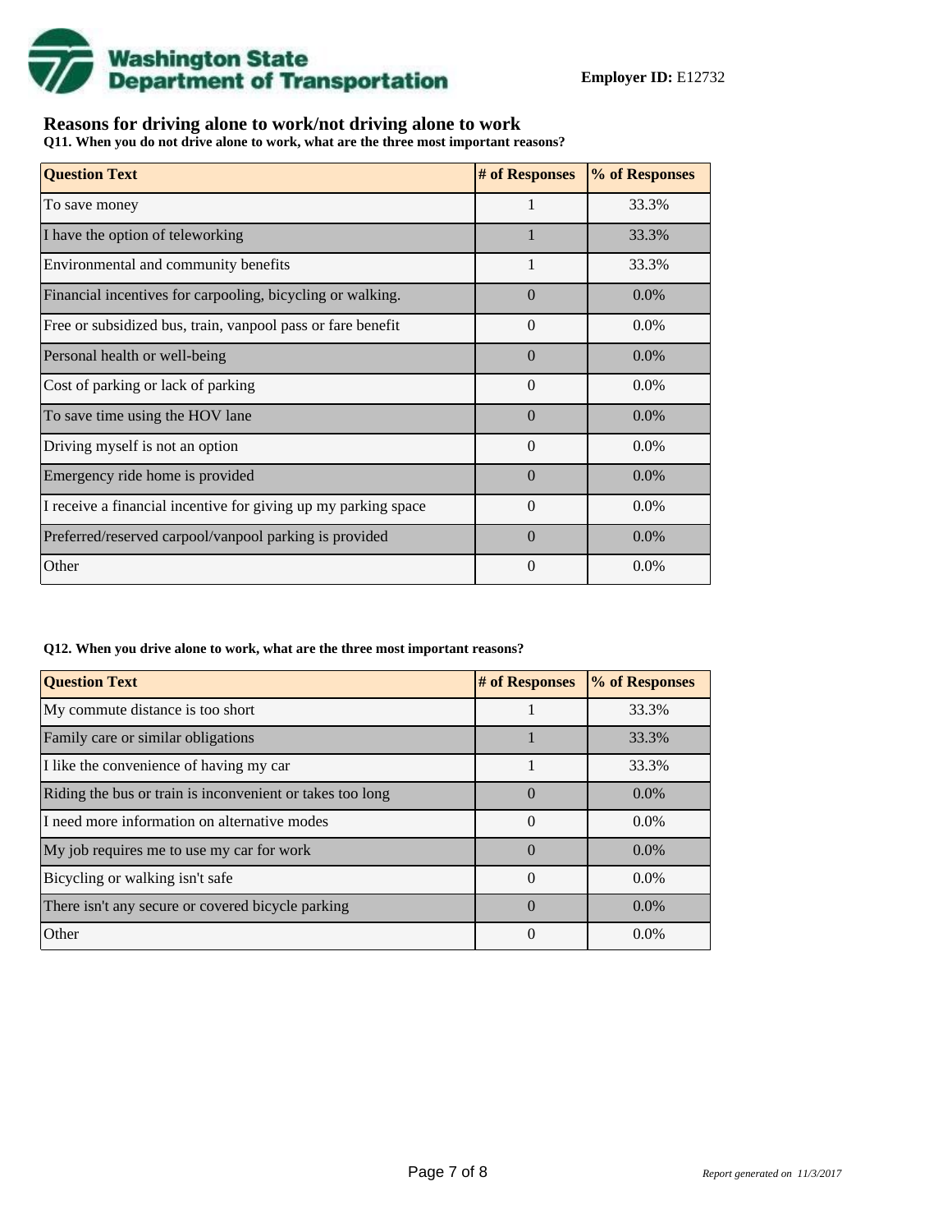**Washington State Department of Transportation**

**Employer ID:** E12732

## Reasons for driving alone to work/not driving alone to work

**Q11. When you do not drive alone to work, what are the three most important reasons?**

| Question Text | # of Responses | % of Responses |
|---|---|---|
| To save money | 1 | 33.3% |
| I have the option of teleworking | 1 | 33.3% |
| Environmental and community benefits | 1 | 33.3% |
| Financial incentives for carpooling, bicycling or walking. | 0 | 0.0% |
| Free or subsidized bus, train, vanpool pass or fare benefit | 0 | 0.0% |
| Personal health or well-being | 0 | 0.0% |
| Cost of parking or lack of parking | 0 | 0.0% |
| To save time using the HOV lane | 0 | 0.0% |
| Driving myself is not an option | 0 | 0.0% |
| Emergency ride home is provided | 0 | 0.0% |
| I receive a financial incentive for giving up my parking space | 0 | 0.0% |
| Preferred/reserved carpool/vanpool parking is provided | 0 | 0.0% |
| Other | 0 | 0.0% |

**Q12. When you drive alone to work, what are the three most important reasons?**

| Question Text | # of Responses | % of Responses |
|---|---|---|
| My commute distance is too short | 1 | 33.3% |
| Family care or similar obligations | 1 | 33.3% |
| I like the convenience of having my car | 1 | 33.3% |
| Riding the bus or train is inconvenient or takes too long | 0 | 0.0% |
| I need more information on alternative modes | 0 | 0.0% |
| My job requires me to use my car for work | 0 | 0.0% |
| Bicycling or walking isn't safe | 0 | 0.0% |
| There isn't any secure or covered bicycle parking | 0 | 0.0% |
| Other | 0 | 0.0% |

*Report generated on 11/3/2017*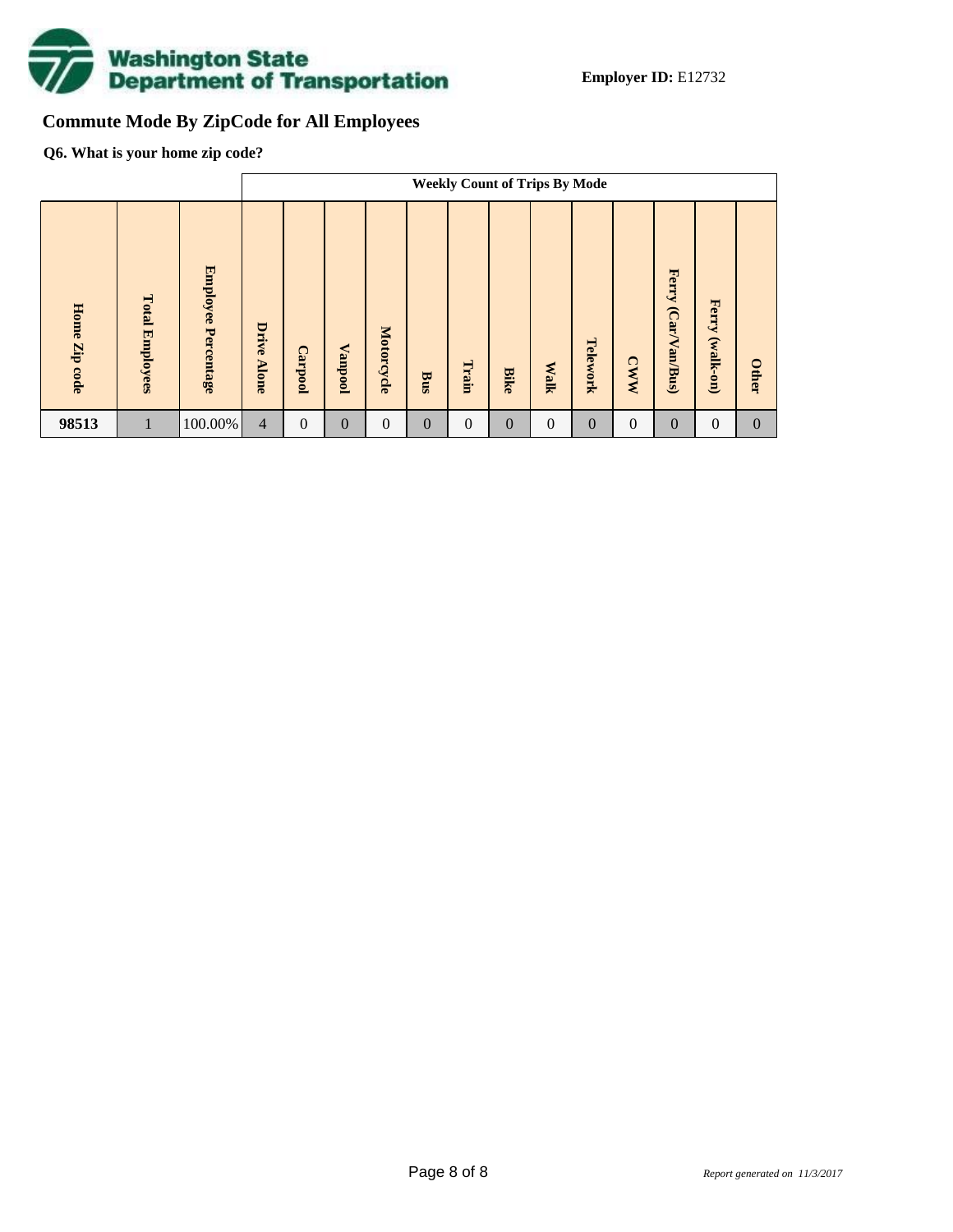**Employer ID:** E12732

## Commute Mode By ZipCode for All Employees

**Q6. What is your home zip code?**

| | | | Weekly Count of Trips By Mode | | | | | | | | | | | | | |
|---|---|---|---|---|---|---|---|---|---|---|---|---|---|---|---|---|
| Home Zip code | Total Employees | Employee Percentage | Drive Alone | Carpool | Vanpool | Motorcycle | Bus | Train | Bike | Walk | Telework | CWW | Ferry (Car/Van/Bus) | Ferry (walk-on) | Other |
| **98513** | 1 | 100.00% | 4 | 0 | 0 | 0 | 0 | 0 | 0 | 0 | 0 | 0 | 0 | 0 | 0 |

*Report generated on 11/3/2017*